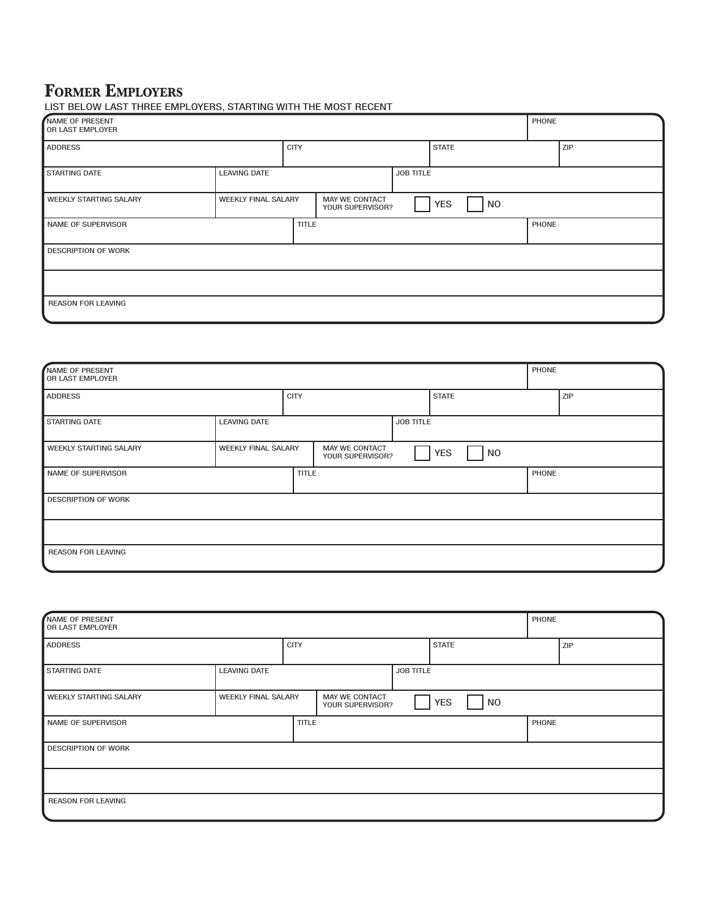## Former Employers

LIST BELOW LAST THREE EMPLOYERS, STARTING WITH THE MOST RECENT

| NAME OF PRESENT OR LAST EMPLOYER | | | | PHONE | |
|---|---|---|---|---|---|
| ADDRESS | | CITY | | STATE | ZIP |
| STARTING DATE | LEAVING DATE | | JOB TITLE | | |
| WEEKLY STARTING SALARY | WEEKLY FINAL SALARY | MAY WE CONTACT YOUR SUPERVISOR? | ☐ YES ☐ NO | | |
| NAME OF SUPERVISOR | | TITLE | | PHONE | |
| DESCRIPTION OF WORK | | | | | |
| | | | | | |
| REASON FOR LEAVING | | | | | |

| NAME OF PRESENT OR LAST EMPLOYER | | | | PHONE | |
|---|---|---|---|---|---|
| ADDRESS | | CITY | | STATE | ZIP |
| STARTING DATE | LEAVING DATE | | JOB TITLE | | |
| WEEKLY STARTING SALARY | WEEKLY FINAL SALARY | MAY WE CONTACT YOUR SUPERVISOR? | ☐ YES ☐ NO | | |
| NAME OF SUPERVISOR | | TITLE | | PHONE | |
| DESCRIPTION OF WORK | | | | | |
| | | | | | |
| REASON FOR LEAVING | | | | | |

| NAME OF PRESENT OR LAST EMPLOYER | | | | PHONE | |
|---|---|---|---|---|---|
| ADDRESS | | CITY | | STATE | ZIP |
| STARTING DATE | LEAVING DATE | | JOB TITLE | | |
| WEEKLY STARTING SALARY | WEEKLY FINAL SALARY | MAY WE CONTACT YOUR SUPERVISOR? | ☐ YES ☐ NO | | |
| NAME OF SUPERVISOR | | TITLE | | PHONE | |
| DESCRIPTION OF WORK | | | | | |
| | | | | | |
| REASON FOR LEAVING | | | | | |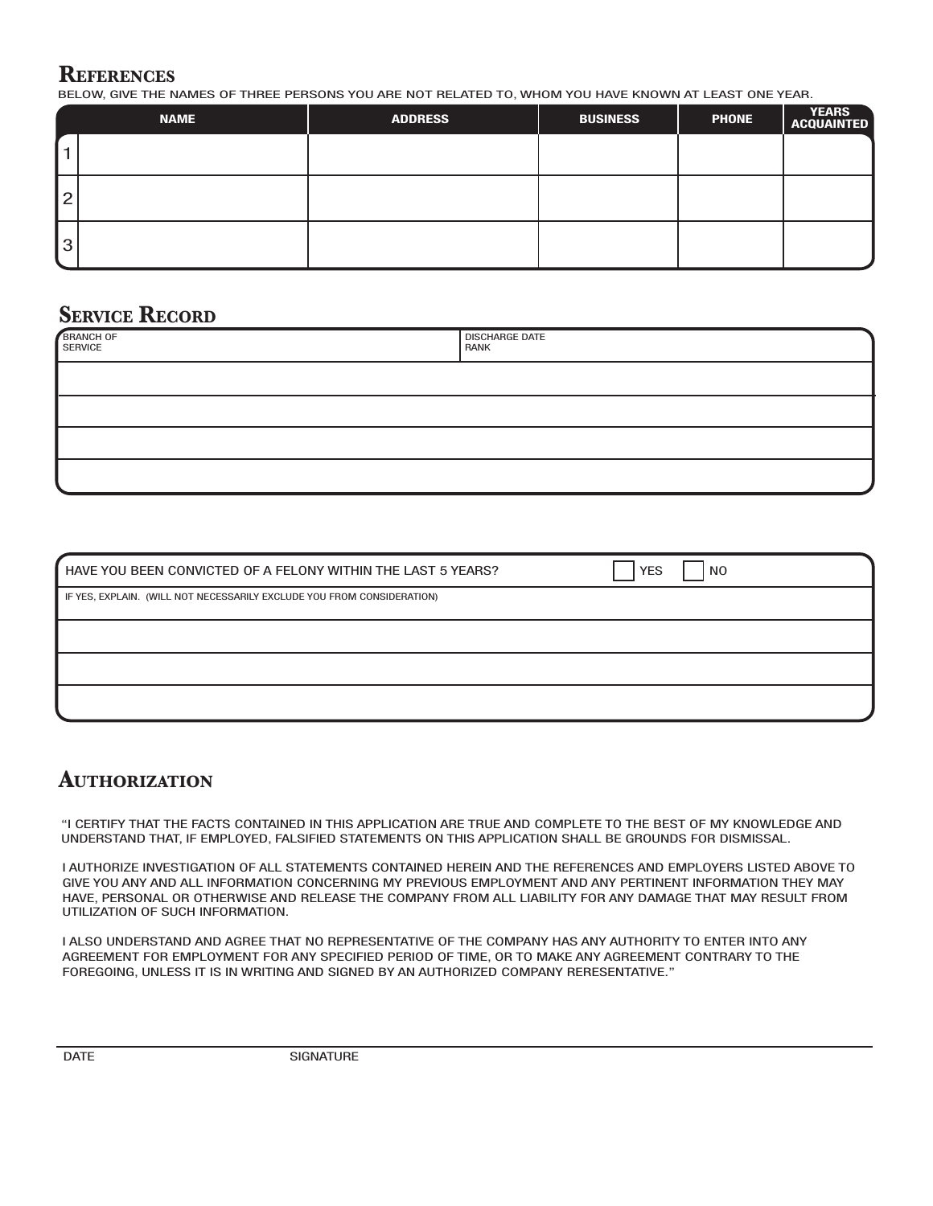## References

BELOW, GIVE THE NAMES OF THREE PERSONS YOU ARE NOT RELATED TO, WHOM YOU HAVE KNOWN AT LEAST ONE YEAR.

| | NAME | ADDRESS | BUSINESS | PHONE | YEARS ACQUAINTED |
|---|---|---|---|---|---|
| 1 | | | | | |
| 2 | | | | | |
| 3 | | | | | |

## Service Record

| BRANCH OF SERVICE | DISCHARGE DATE RANK |
|---|---|
| | |
| | |
| | |
| | |

| HAVE YOU BEEN CONVICTED OF A FELONY WITHIN THE LAST 5 YEARS? | ☐ YES ☐ NO |
|---|---|
| IF YES, EXPLAIN. (WILL NOT NECESSARILY EXCLUDE YOU FROM CONSIDERATION) | |
| | |
| | |
| | |

## Authorization

"I CERTIFY THAT THE FACTS CONTAINED IN THIS APPLICATION ARE TRUE AND COMPLETE TO THE BEST OF MY KNOWLEDGE AND UNDERSTAND THAT, IF EMPLOYED, FALSIFIED STATEMENTS ON THIS APPLICATION SHALL BE GROUNDS FOR DISMISSAL.

I AUTHORIZE INVESTIGATION OF ALL STATEMENTS CONTAINED HEREIN AND THE REFERENCES AND EMPLOYERS LISTED ABOVE TO GIVE YOU ANY AND ALL INFORMATION CONCERNING MY PREVIOUS EMPLOYMENT AND ANY PERTINENT INFORMATION THEY MAY HAVE, PERSONAL OR OTHERWISE AND RELEASE THE COMPANY FROM ALL LIABILITY FOR ANY DAMAGE THAT MAY RESULT FROM UTILIZATION OF SUCH INFORMATION.

I ALSO UNDERSTAND AND AGREE THAT NO REPRESENTATIVE OF THE COMPANY HAS ANY AUTHORITY TO ENTER INTO ANY AGREEMENT FOR EMPLOYMENT FOR ANY SPECIFIED PERIOD OF TIME, OR TO MAKE ANY AGREEMENT CONTRARY TO THE FOREGOING, UNLESS IT IS IN WRITING AND SIGNED BY AN AUTHORIZED COMPANY RERESENTATIVE."

DATE SIGNATURE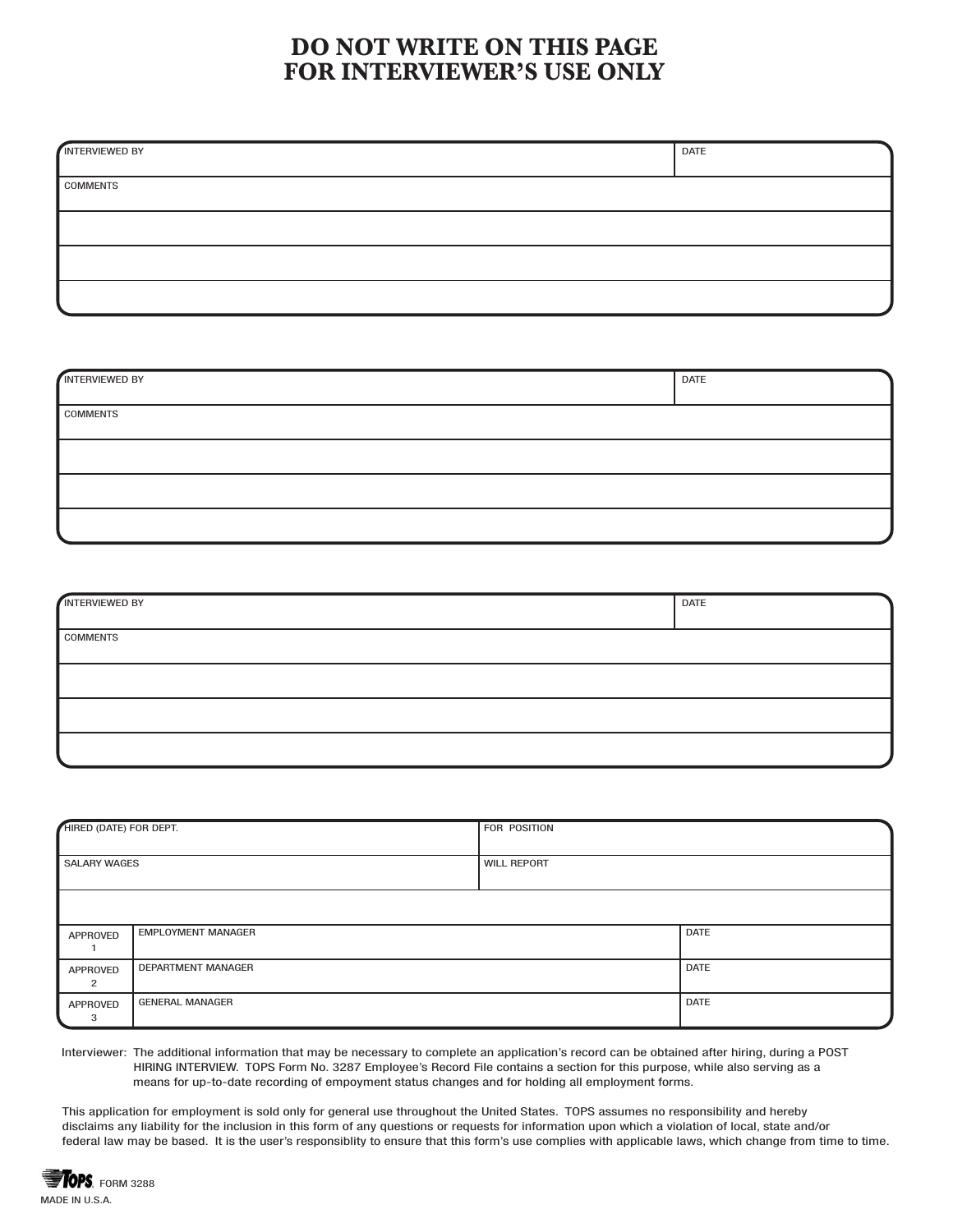# DO NOT WRITE ON THIS PAGE
# FOR INTERVIEWER'S USE ONLY

| | |
|---|---|
| INTERVIEWED BY | DATE |
| COMMENTS | |
| | |
| | |
| | |

| | |
|---|---|
| INTERVIEWED BY | DATE |
| COMMENTS | |
| | |
| | |
| | |

| | |
|---|---|
| INTERVIEWED BY | DATE |
| COMMENTS | |
| | |
| | |
| | |

| | | |
|---|---|---|
| HIRED (DATE) FOR DEPT. | FOR POSITION | |
| SALARY WAGES | WILL REPORT | |
| | | |
| APPROVED 1 | EMPLOYMENT MANAGER | DATE |
| APPROVED 2 | DEPARTMENT MANAGER | DATE |
| APPROVED 3 | GENERAL MANAGER | DATE |

Interviewer: The additional information that may be necessary to complete an application's record can be obtained after hiring, during a POST HIRING INTERVIEW. TOPS Form No. 3287 Employee's Record File contains a section for this purpose, while also serving as a means for up-to-date recording of empoyment status changes and for holding all employment forms.

This application for employment is sold only for general use throughout the United States. TOPS assumes no responsibility and hereby disclaims any liability for the inclusion in this form of any questions or requests for information upon which a violation of local, state and/or federal law may be based. It is the user's responsiblity to ensure that this form's use complies with applicable laws, which change from time to time.

TOPS FORM 3288

MADE IN U.S.A.